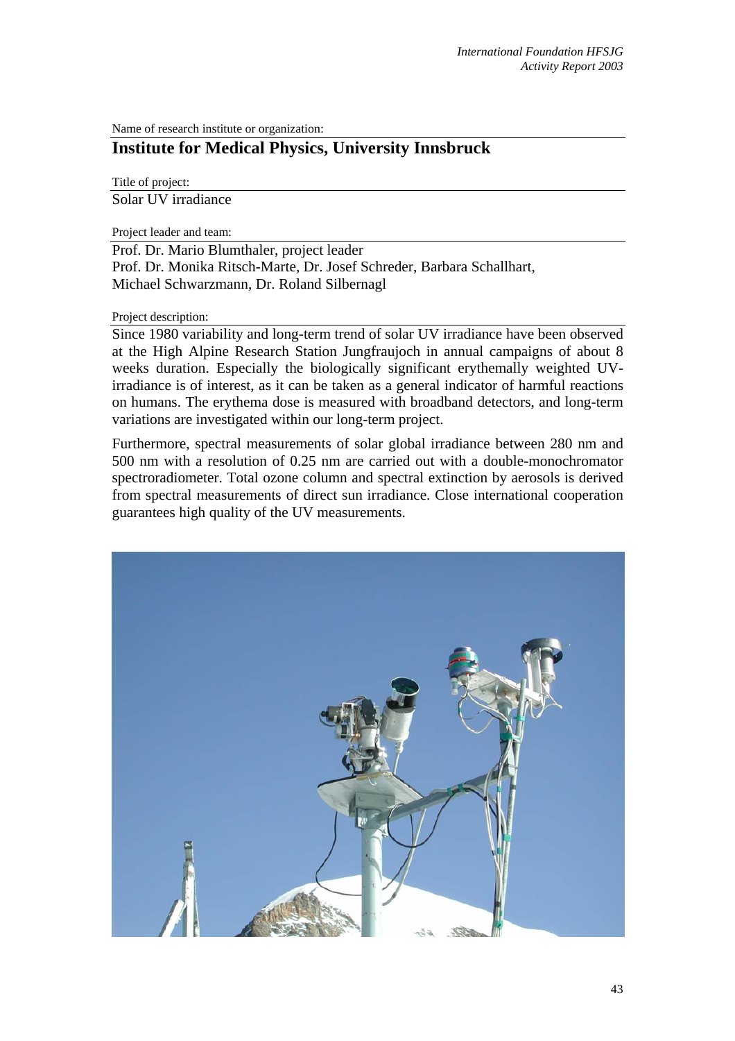Name of research institute or organization:

# Institute for Medical Physics, University Innsbruck

Title of project:

Solar UV irradiance

Project leader and team:

Prof. Dr. Mario Blumthaler, project leader
Prof. Dr. Monika Ritsch-Marte, Dr. Josef Schreder, Barbara Schallhart, Michael Schwarzmann, Dr. Roland Silbernagl

Project description:

Since 1980 variability and long-term trend of solar UV irradiance have been observed at the High Alpine Research Station Jungfraujoch in annual campaigns of about 8 weeks duration. Especially the biologically significant erythemally weighted UV-irradiance is of interest, as it can be taken as a general indicator of harmful reactions on humans. The erythema dose is measured with broadband detectors, and long-term variations are investigated within our long-term project.

Furthermore, spectral measurements of solar global irradiance between 280 nm and 500 nm with a resolution of 0.25 nm are carried out with a double-monochromator spectroradiometer. Total ozone column and spectral extinction by aerosols is derived from spectral measurements of direct sun irradiance. Close international cooperation guarantees high quality of the UV measurements.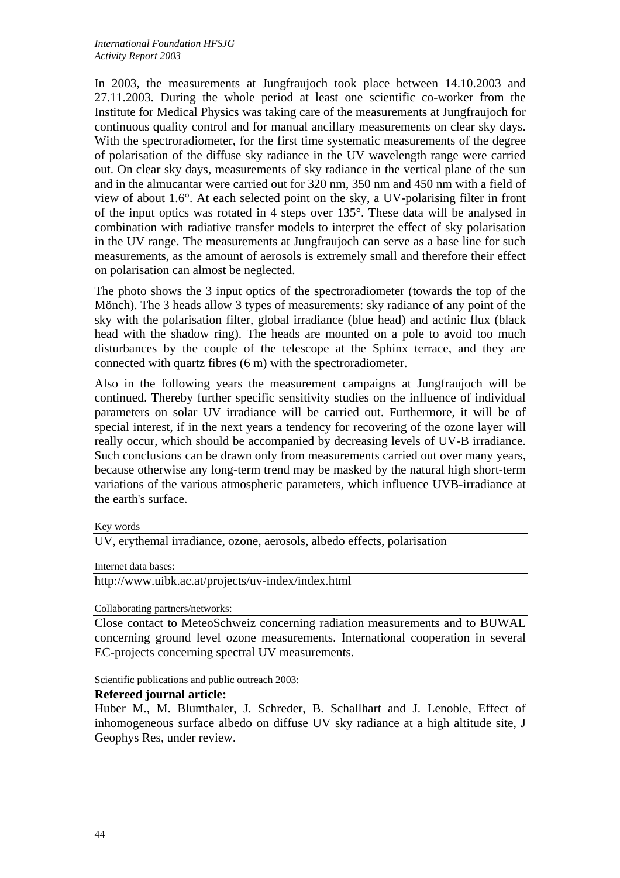In 2003, the measurements at Jungfraujoch took place between 14.10.2003 and 27.11.2003. During the whole period at least one scientific co-worker from the Institute for Medical Physics was taking care of the measurements at Jungfraujoch for continuous quality control and for manual ancillary measurements on clear sky days. With the spectroradiometer, for the first time systematic measurements of the degree of polarisation of the diffuse sky radiance in the UV wavelength range were carried out. On clear sky days, measurements of sky radiance in the vertical plane of the sun and in the almucantar were carried out for 320 nm, 350 nm and 450 nm with a field of view of about 1.6°. At each selected point on the sky, a UV-polarising filter in front of the input optics was rotated in 4 steps over 135°. These data will be analysed in combination with radiative transfer models to interpret the effect of sky polarisation in the UV range. The measurements at Jungfraujoch can serve as a base line for such measurements, as the amount of aerosols is extremely small and therefore their effect on polarisation can almost be neglected.

The photo shows the 3 input optics of the spectroradiometer (towards the top of the Mönch). The 3 heads allow 3 types of measurements: sky radiance of any point of the sky with the polarisation filter, global irradiance (blue head) and actinic flux (black head with the shadow ring). The heads are mounted on a pole to avoid too much disturbances by the couple of the telescope at the Sphinx terrace, and they are connected with quartz fibres (6 m) with the spectroradiometer.

Also in the following years the measurement campaigns at Jungfraujoch will be continued. Thereby further specific sensitivity studies on the influence of individual parameters on solar UV irradiance will be carried out. Furthermore, it will be of special interest, if in the next years a tendency for recovering of the ozone layer will really occur, which should be accompanied by decreasing levels of UV-B irradiance. Such conclusions can be drawn only from measurements carried out over many years, because otherwise any long-term trend may be masked by the natural high short-term variations of the various atmospheric parameters, which influence UVB-irradiance at the earth's surface.

Key words

UV, erythemal irradiance, ozone, aerosols, albedo effects, polarisation

Internet data bases:

http://www.uibk.ac.at/projects/uv-index/index.html

Collaborating partners/networks:

Close contact to MeteoSchweiz concerning radiation measurements and to BUWAL concerning ground level ozone measurements. International cooperation in several EC-projects concerning spectral UV measurements.

Scientific publications and public outreach 2003:

**Refereed journal article:**

Huber M., M. Blumthaler, J. Schreder, B. Schallhart and J. Lenoble, Effect of inhomogeneous surface albedo on diffuse UV sky radiance at a high altitude site, J Geophys Res, under review.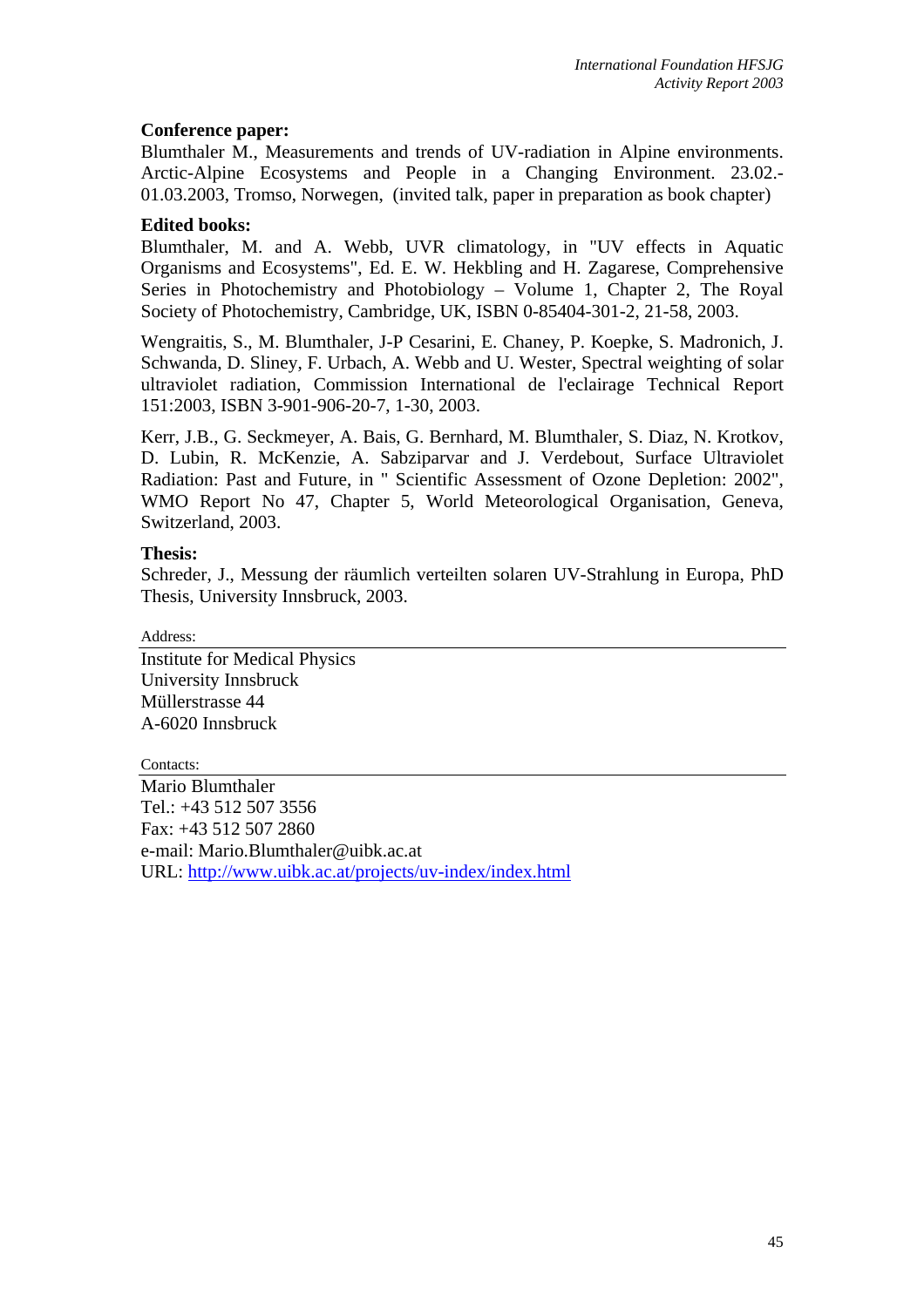**Conference paper:**

Blumthaler M., Measurements and trends of UV-radiation in Alpine environments. Arctic-Alpine Ecosystems and People in a Changing Environment. 23.02.-01.03.2003, Tromso, Norwegen, (invited talk, paper in preparation as book chapter)

**Edited books:**

Blumthaler, M. and A. Webb, UVR climatology, in "UV effects in Aquatic Organisms and Ecosystems", Ed. E. W. Hekbling and H. Zagarese, Comprehensive Series in Photochemistry and Photobiology – Volume 1, Chapter 2, The Royal Society of Photochemistry, Cambridge, UK, ISBN 0-85404-301-2, 21-58, 2003.

Wengraitis, S., M. Blumthaler, J-P Cesarini, E. Chaney, P. Koepke, S. Madronich, J. Schwanda, D. Sliney, F. Urbach, A. Webb and U. Wester, Spectral weighting of solar ultraviolet radiation, Commission International de l'eclairage Technical Report 151:2003, ISBN 3-901-906-20-7, 1-30, 2003.

Kerr, J.B., G. Seckmeyer, A. Bais, G. Bernhard, M. Blumthaler, S. Diaz, N. Krotkov, D. Lubin, R. McKenzie, A. Sabziparvar and J. Verdebout, Surface Ultraviolet Radiation: Past and Future, in " Scientific Assessment of Ozone Depletion: 2002", WMO Report No 47, Chapter 5, World Meteorological Organisation, Geneva, Switzerland, 2003.

**Thesis:**

Schreder, J., Messung der räumlich verteilten solaren UV-Strahlung in Europa, PhD Thesis, University Innsbruck, 2003.

Address:

Institute for Medical Physics
University Innsbruck
Müllerstrasse 44
A-6020 Innsbruck

Contacts:

Mario Blumthaler
Tel.: +43 512 507 3556
Fax: +43 512 507 2860
e-mail: Mario.Blumthaler@uibk.ac.at
URL: http://www.uibk.ac.at/projects/uv-index/index.html